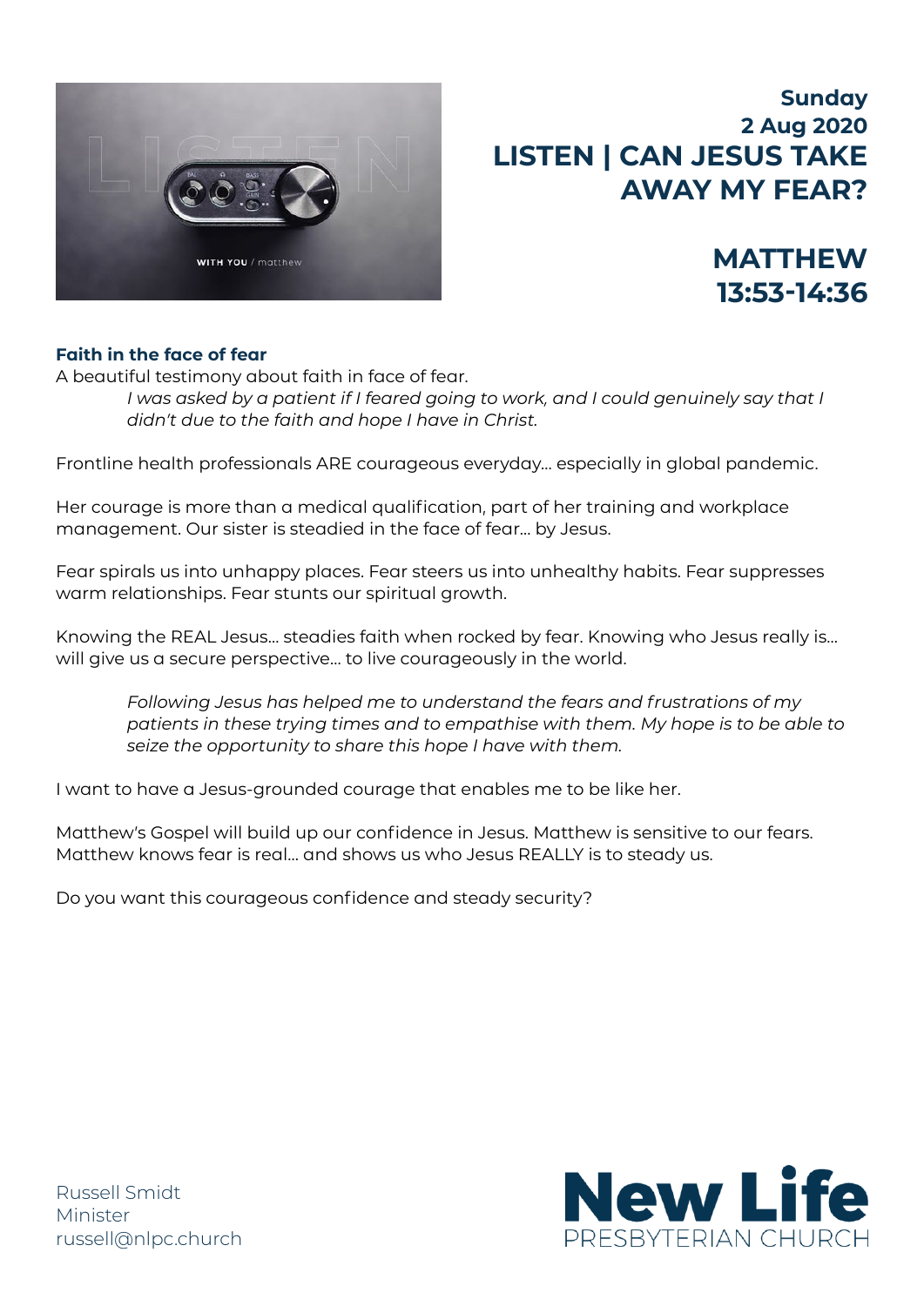**Sunday**
**2 Aug 2020**

# LISTEN | CAN JESUS TAKE AWAY MY FEAR?

# MATTHEW 13:53-14:36

### Faith in the face of fear

A beautiful testimony about faith in face of fear.

> *I was asked by a patient if I feared going to work, and I could genuinely say that I didn't due to the faith and hope I have in Christ.*

Frontline health professionals ARE courageous everyday… especially in global pandemic.

Her courage is more than a medical qualification, part of her training and workplace management. Our sister is steadied in the face of fear… by Jesus.

Fear spirals us into unhappy places. Fear steers us into unhealthy habits. Fear suppresses warm relationships. Fear stunts our spiritual growth.

Knowing the REAL Jesus… steadies faith when rocked by fear. Knowing who Jesus really is… will give us a secure perspective… to live courageously in the world.

> *Following Jesus has helped me to understand the fears and frustrations of my patients in these trying times and to empathise with them. My hope is to be able to seize the opportunity to share this hope I have with them.*

I want to have a Jesus-grounded courage that enables me to be like her.

Matthew's Gospel will build up our confidence in Jesus. Matthew is sensitive to our fears. Matthew knows fear is real… and shows us who Jesus REALLY is to steady us.

Do you want this courageous confidence and steady security?

Russell Smidt
Minister
russell@nlpc.church

**New Life**
PRESBYTERIAN CHURCH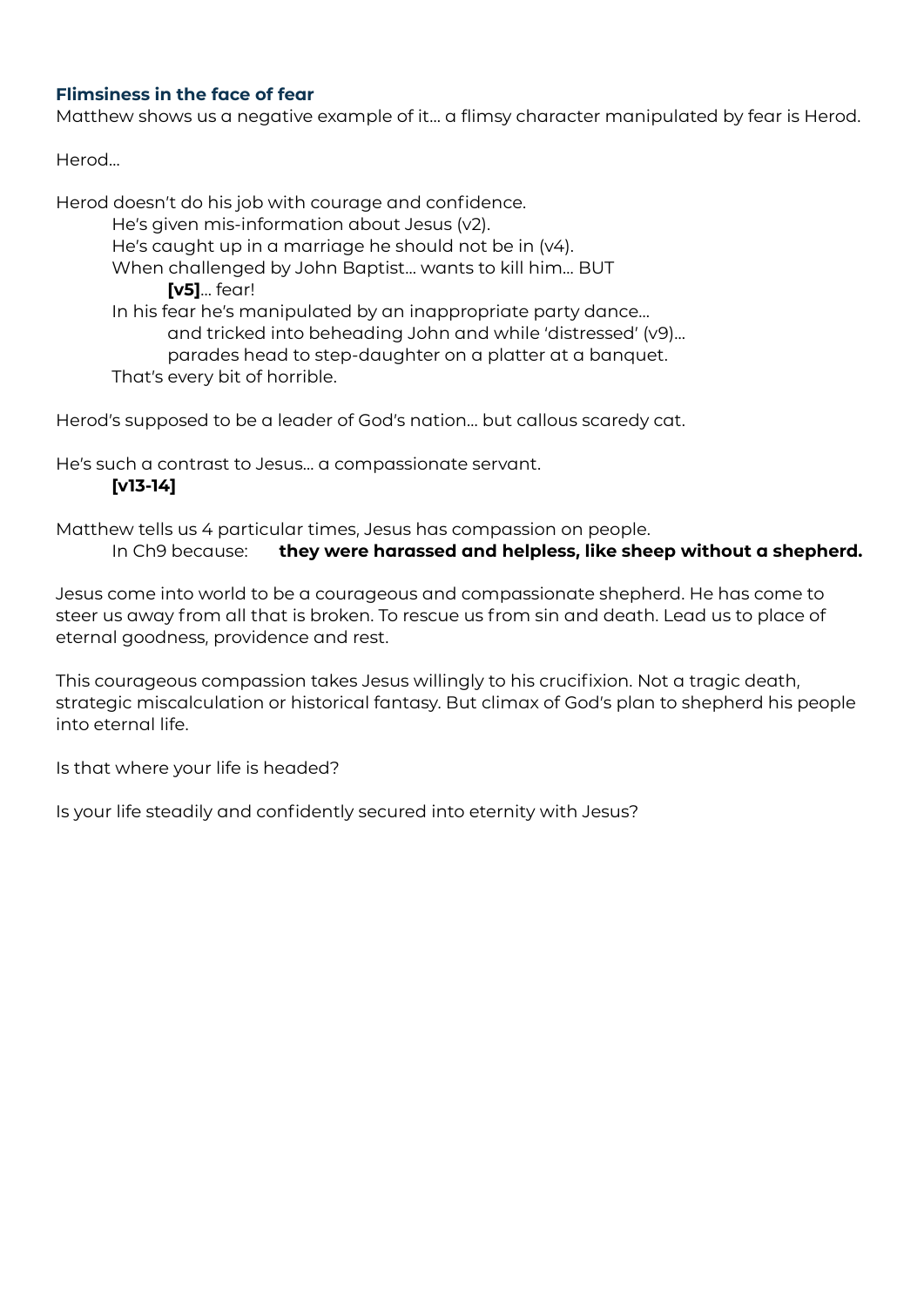### Flimsiness in the face of fear

Matthew shows us a negative example of it… a flimsy character manipulated by fear is Herod.

Herod…

Herod doesn't do his job with courage and confidence.

> He's given mis-information about Jesus (v2).
>
> He's caught up in a marriage he should not be in (v4).
>
> When challenged by John Baptist… wants to kill him… BUT
>
> > **[v5]**… fear!
>
> In his fear he's manipulated by an inappropriate party dance…
>
> > and tricked into beheading John and while 'distressed' (v9)…
> >
> > parades head to step-daughter on a platter at a banquet.
>
> That's every bit of horrible.

Herod's supposed to be a leader of God's nation… but callous scaredy cat.

He's such a contrast to Jesus… a compassionate servant.

> **[v13-14]**

Matthew tells us 4 particular times, Jesus has compassion on people.

> In Ch9 because: **they were harassed and helpless, like sheep without a shepherd.**

Jesus come into world to be a courageous and compassionate shepherd. He has come to steer us away from all that is broken. To rescue us from sin and death. Lead us to place of eternal goodness, providence and rest.

This courageous compassion takes Jesus willingly to his crucifixion. Not a tragic death, strategic miscalculation or historical fantasy. But climax of God's plan to shepherd his people into eternal life.

Is that where your life is headed?

Is your life steadily and confidently secured into eternity with Jesus?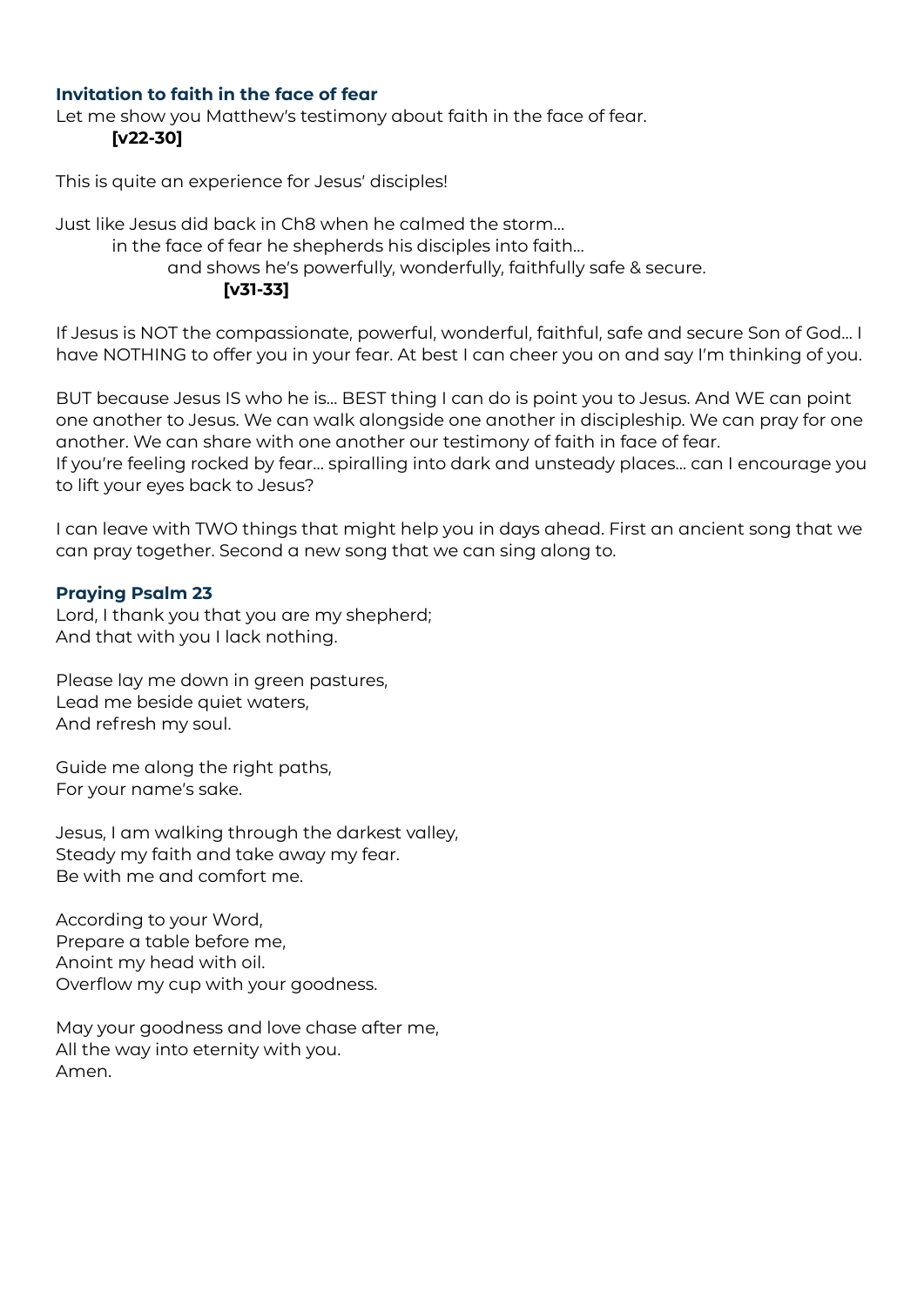### Invitation to faith in the face of fear

Let me show you Matthew's testimony about faith in the face of fear.
**[v22-30]**

This is quite an experience for Jesus' disciples!

Just like Jesus did back in Ch8 when he calmed the storm…
in the face of fear he shepherds his disciples into faith…
and shows he's powerfully, wonderfully, faithfully safe & secure.
**[v31-33]**

If Jesus is NOT the compassionate, powerful, wonderful, faithful, safe and secure Son of God… I have NOTHING to offer you in your fear. At best I can cheer you on and say I'm thinking of you.

BUT because Jesus IS who he is… BEST thing I can do is point you to Jesus. And WE can point one another to Jesus. We can walk alongside one another in discipleship. We can pray for one another. We can share with one another our testimony of faith in face of fear.
If you're feeling rocked by fear… spiralling into dark and unsteady places… can I encourage you to lift your eyes back to Jesus?

I can leave with TWO things that might help you in days ahead. First an ancient song that we can pray together. Second a new song that we can sing along to.

### Praying Psalm 23

Lord, I thank you that you are my shepherd;
And that with you I lack nothing.

Please lay me down in green pastures,
Lead me beside quiet waters,
And refresh my soul.

Guide me along the right paths,
For your name's sake.

Jesus, I am walking through the darkest valley,
Steady my faith and take away my fear.
Be with me and comfort me.

According to your Word,
Prepare a table before me,
Anoint my head with oil.
Overflow my cup with your goodness.

May your goodness and love chase after me,
All the way into eternity with you.
Amen.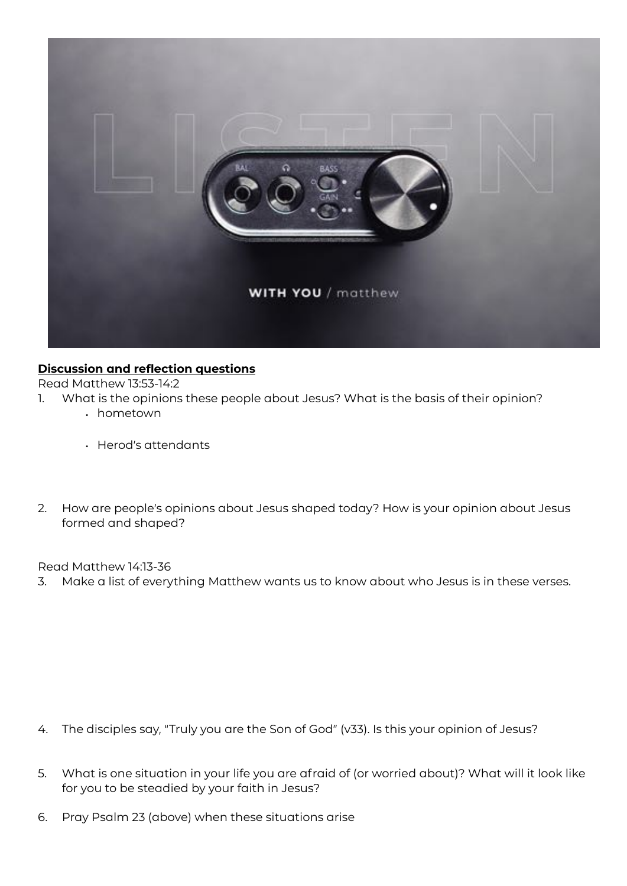**Discussion and reflection questions**

Read Matthew 13:53-14:2

1. What is the opinions these people about Jesus? What is the basis of their opinion?
    - hometown
    - Herod's attendants

2. How are people's opinions about Jesus shaped today? How is your opinion about Jesus formed and shaped?

Read Matthew 14:13-36

3. Make a list of everything Matthew wants us to know about who Jesus is in these verses.

4. The disciples say, "Truly you are the Son of God" (v33). Is this your opinion of Jesus?

5. What is one situation in your life you are afraid of (or worried about)? What will it look like for you to be steadied by your faith in Jesus?

6. Pray Psalm 23 (above) when these situations arise